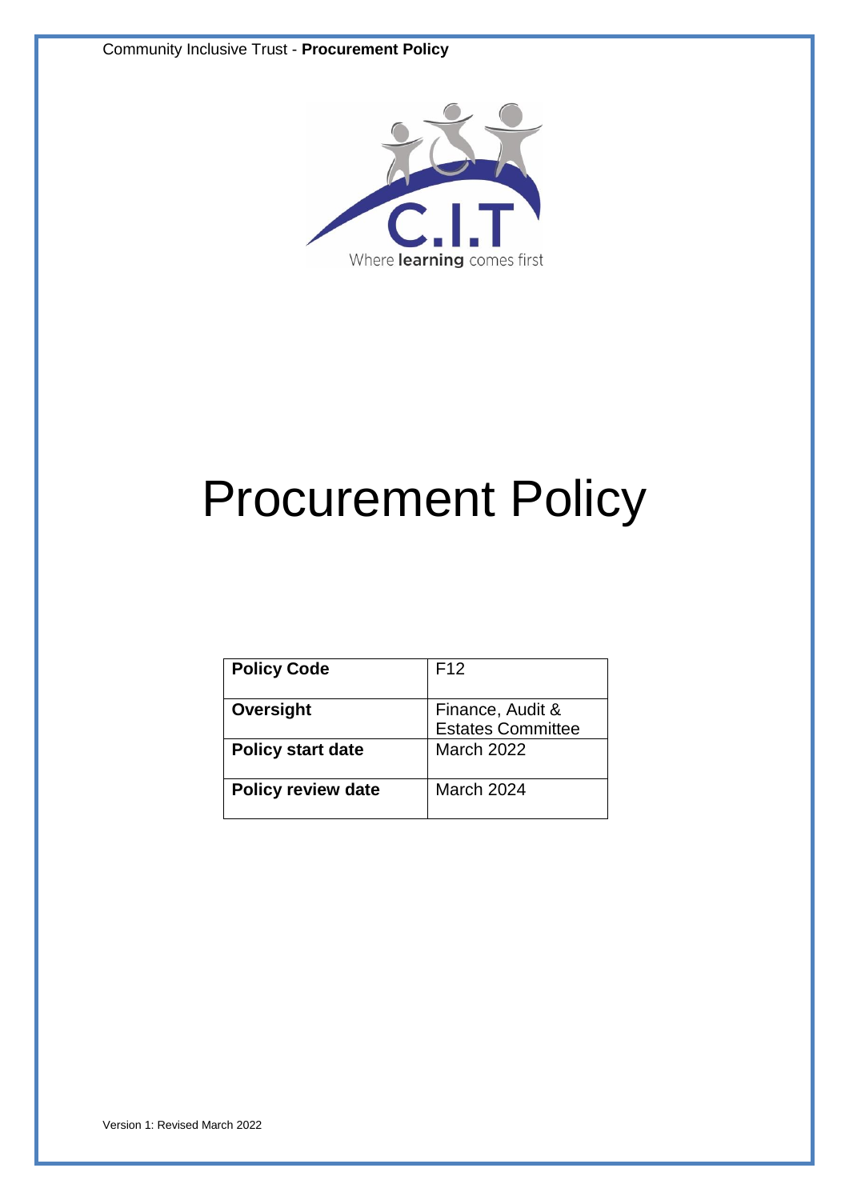# Procurement Policy

| Policy Code | F12 |
|---|---|
| **Oversight** | Finance, Audit & Estates Committee |
| **Policy start date** | March 2022 |
| **Policy review date** | March 2024 |

Version 1: Revised March 2022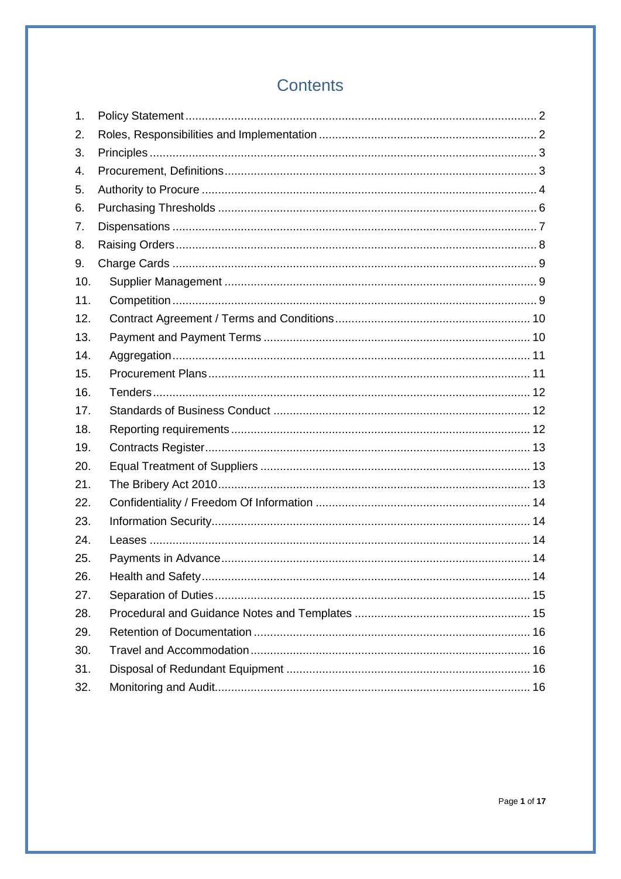# Contents

1. Policy Statement ... 2
2. Roles, Responsibilities and Implementation ... 2
3. Principles ... 3
4. Procurement, Definitions ... 3
5. Authority to Procure ... 4
6. Purchasing Thresholds ... 6
7. Dispensations ... 7
8. Raising Orders ... 8
9. Charge Cards ... 9
10. Supplier Management ... 9
11. Competition ... 9
12. Contract Agreement / Terms and Conditions ... 10
13. Payment and Payment Terms ... 10
14. Aggregation ... 11
15. Procurement Plans ... 11
16. Tenders ... 12
17. Standards of Business Conduct ... 12
18. Reporting requirements ... 12
19. Contracts Register ... 13
20. Equal Treatment of Suppliers ... 13
21. The Bribery Act 2010 ... 13
22. Confidentiality / Freedom Of Information ... 14
23. Information Security ... 14
24. Leases ... 14
25. Payments in Advance ... 14
26. Health and Safety ... 14
27. Separation of Duties ... 15
28. Procedural and Guidance Notes and Templates ... 15
29. Retention of Documentation ... 16
30. Travel and Accommodation ... 16
31. Disposal of Redundant Equipment ... 16
32. Monitoring and Audit ... 16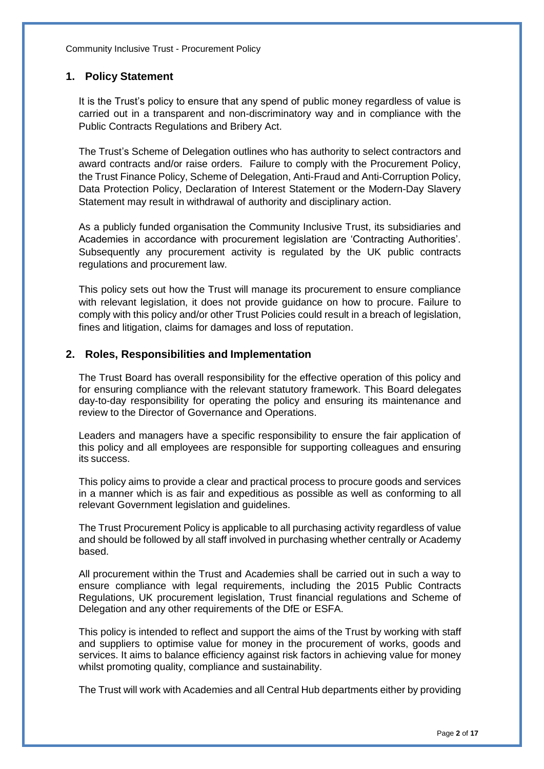## 1. Policy Statement

It is the Trust's policy to ensure that any spend of public money regardless of value is carried out in a transparent and non-discriminatory way and in compliance with the Public Contracts Regulations and Bribery Act.

The Trust's Scheme of Delegation outlines who has authority to select contractors and award contracts and/or raise orders. Failure to comply with the Procurement Policy, the Trust Finance Policy, Scheme of Delegation, Anti-Fraud and Anti-Corruption Policy, Data Protection Policy, Declaration of Interest Statement or the Modern-Day Slavery Statement may result in withdrawal of authority and disciplinary action.

As a publicly funded organisation the Community Inclusive Trust, its subsidiaries and Academies in accordance with procurement legislation are 'Contracting Authorities'. Subsequently any procurement activity is regulated by the UK public contracts regulations and procurement law.

This policy sets out how the Trust will manage its procurement to ensure compliance with relevant legislation, it does not provide guidance on how to procure. Failure to comply with this policy and/or other Trust Policies could result in a breach of legislation, fines and litigation, claims for damages and loss of reputation.

## 2. Roles, Responsibilities and Implementation

The Trust Board has overall responsibility for the effective operation of this policy and for ensuring compliance with the relevant statutory framework. This Board delegates day-to-day responsibility for operating the policy and ensuring its maintenance and review to the Director of Governance and Operations.

Leaders and managers have a specific responsibility to ensure the fair application of this policy and all employees are responsible for supporting colleagues and ensuring its success.

This policy aims to provide a clear and practical process to procure goods and services in a manner which is as fair and expeditious as possible as well as conforming to all relevant Government legislation and guidelines.

The Trust Procurement Policy is applicable to all purchasing activity regardless of value and should be followed by all staff involved in purchasing whether centrally or Academy based.

All procurement within the Trust and Academies shall be carried out in such a way to ensure compliance with legal requirements, including the 2015 Public Contracts Regulations, UK procurement legislation, Trust financial regulations and Scheme of Delegation and any other requirements of the DfE or ESFA.

This policy is intended to reflect and support the aims of the Trust by working with staff and suppliers to optimise value for money in the procurement of works, goods and services. It aims to balance efficiency against risk factors in achieving value for money whilst promoting quality, compliance and sustainability.

The Trust will work with Academies and all Central Hub departments either by providing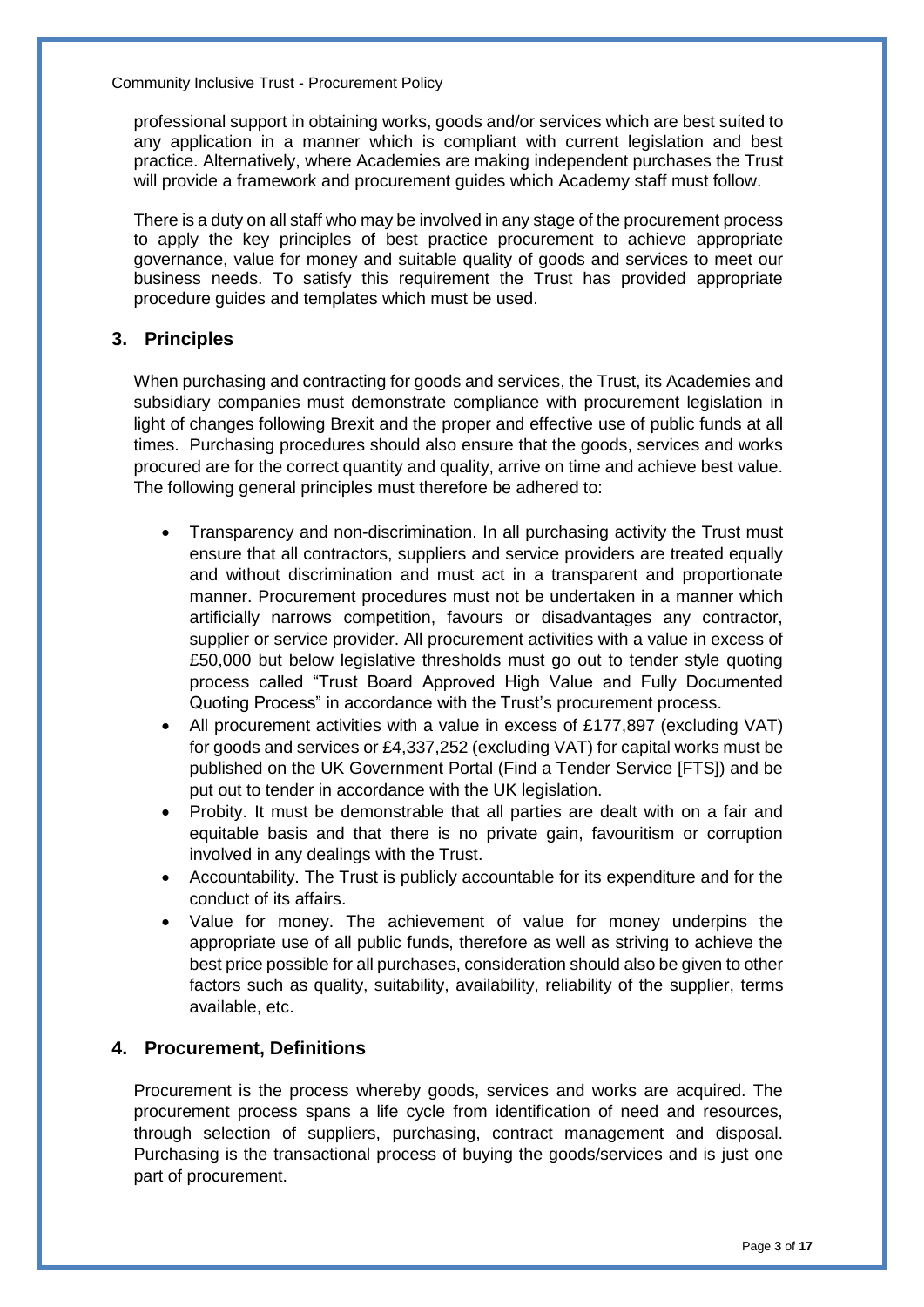professional support in obtaining works, goods and/or services which are best suited to any application in a manner which is compliant with current legislation and best practice. Alternatively, where Academies are making independent purchases the Trust will provide a framework and procurement guides which Academy staff must follow.

There is a duty on all staff who may be involved in any stage of the procurement process to apply the key principles of best practice procurement to achieve appropriate governance, value for money and suitable quality of goods and services to meet our business needs. To satisfy this requirement the Trust has provided appropriate procedure guides and templates which must be used.

## 3. Principles

When purchasing and contracting for goods and services, the Trust, its Academies and subsidiary companies must demonstrate compliance with procurement legislation in light of changes following Brexit and the proper and effective use of public funds at all times. Purchasing procedures should also ensure that the goods, services and works procured are for the correct quantity and quality, arrive on time and achieve best value. The following general principles must therefore be adhered to:

- Transparency and non-discrimination. In all purchasing activity the Trust must ensure that all contractors, suppliers and service providers are treated equally and without discrimination and must act in a transparent and proportionate manner. Procurement procedures must not be undertaken in a manner which artificially narrows competition, favours or disadvantages any contractor, supplier or service provider. All procurement activities with a value in excess of £50,000 but below legislative thresholds must go out to tender style quoting process called "Trust Board Approved High Value and Fully Documented Quoting Process" in accordance with the Trust's procurement process.
- All procurement activities with a value in excess of £177,897 (excluding VAT) for goods and services or £4,337,252 (excluding VAT) for capital works must be published on the UK Government Portal (Find a Tender Service [FTS]) and be put out to tender in accordance with the UK legislation.
- Probity. It must be demonstrable that all parties are dealt with on a fair and equitable basis and that there is no private gain, favouritism or corruption involved in any dealings with the Trust.
- Accountability. The Trust is publicly accountable for its expenditure and for the conduct of its affairs.
- Value for money. The achievement of value for money underpins the appropriate use of all public funds, therefore as well as striving to achieve the best price possible for all purchases, consideration should also be given to other factors such as quality, suitability, availability, reliability of the supplier, terms available, etc.

## 4. Procurement, Definitions

Procurement is the process whereby goods, services and works are acquired. The procurement process spans a life cycle from identification of need and resources, through selection of suppliers, purchasing, contract management and disposal. Purchasing is the transactional process of buying the goods/services and is just one part of procurement.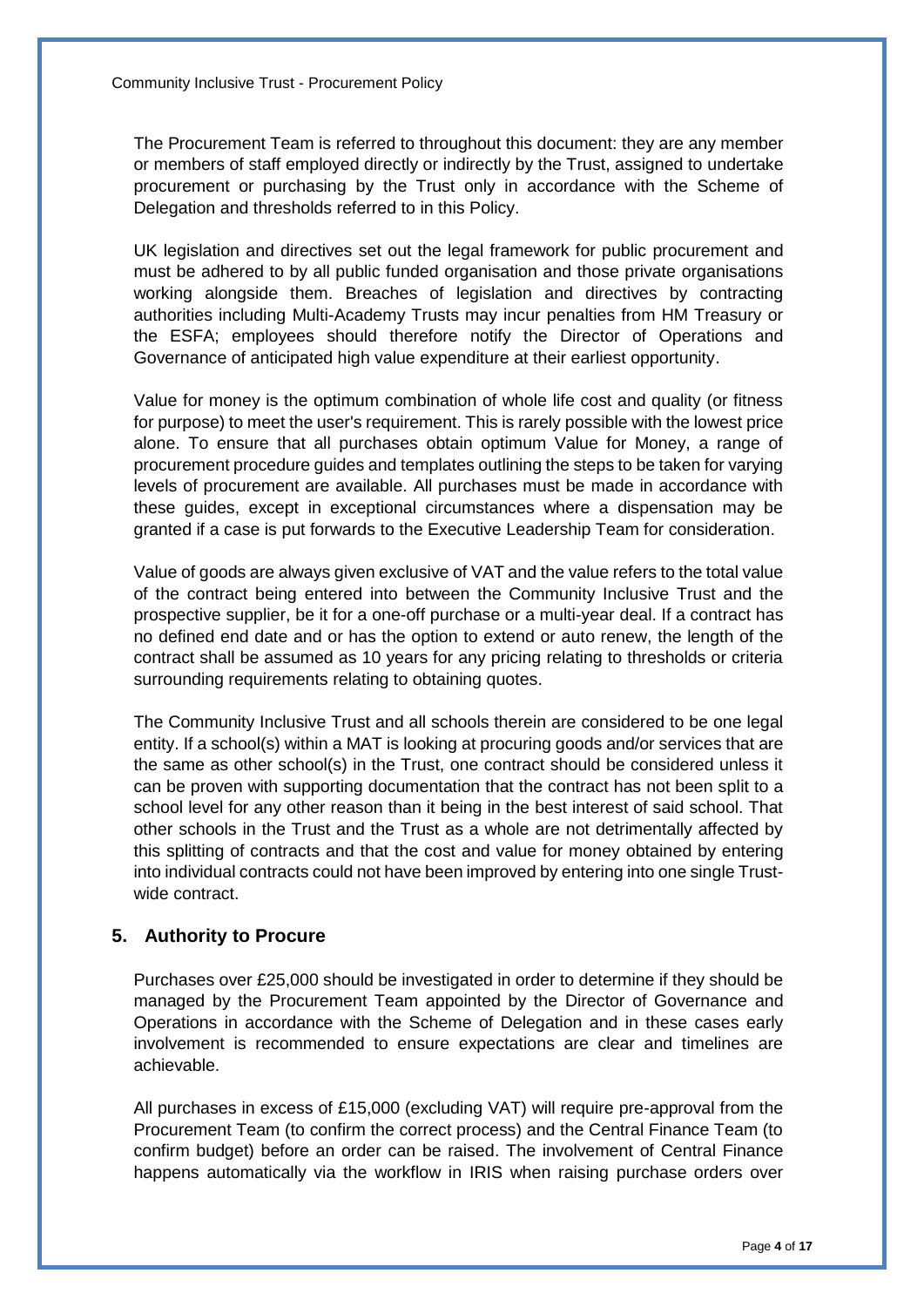The Procurement Team is referred to throughout this document: they are any member or members of staff employed directly or indirectly by the Trust, assigned to undertake procurement or purchasing by the Trust only in accordance with the Scheme of Delegation and thresholds referred to in this Policy.

UK legislation and directives set out the legal framework for public procurement and must be adhered to by all public funded organisation and those private organisations working alongside them. Breaches of legislation and directives by contracting authorities including Multi-Academy Trusts may incur penalties from HM Treasury or the ESFA; employees should therefore notify the Director of Operations and Governance of anticipated high value expenditure at their earliest opportunity.

Value for money is the optimum combination of whole life cost and quality (or fitness for purpose) to meet the user's requirement. This is rarely possible with the lowest price alone. To ensure that all purchases obtain optimum Value for Money, a range of procurement procedure guides and templates outlining the steps to be taken for varying levels of procurement are available. All purchases must be made in accordance with these guides, except in exceptional circumstances where a dispensation may be granted if a case is put forwards to the Executive Leadership Team for consideration.

Value of goods are always given exclusive of VAT and the value refers to the total value of the contract being entered into between the Community Inclusive Trust and the prospective supplier, be it for a one-off purchase or a multi-year deal. If a contract has no defined end date and or has the option to extend or auto renew, the length of the contract shall be assumed as 10 years for any pricing relating to thresholds or criteria surrounding requirements relating to obtaining quotes.

The Community Inclusive Trust and all schools therein are considered to be one legal entity. If a school(s) within a MAT is looking at procuring goods and/or services that are the same as other school(s) in the Trust, one contract should be considered unless it can be proven with supporting documentation that the contract has not been split to a school level for any other reason than it being in the best interest of said school. That other schools in the Trust and the Trust as a whole are not detrimentally affected by this splitting of contracts and that the cost and value for money obtained by entering into individual contracts could not have been improved by entering into one single Trust-wide contract.

## 5. Authority to Procure

Purchases over £25,000 should be investigated in order to determine if they should be managed by the Procurement Team appointed by the Director of Governance and Operations in accordance with the Scheme of Delegation and in these cases early involvement is recommended to ensure expectations are clear and timelines are achievable.

All purchases in excess of £15,000 (excluding VAT) will require pre-approval from the Procurement Team (to confirm the correct process) and the Central Finance Team (to confirm budget) before an order can be raised. The involvement of Central Finance happens automatically via the workflow in IRIS when raising purchase orders over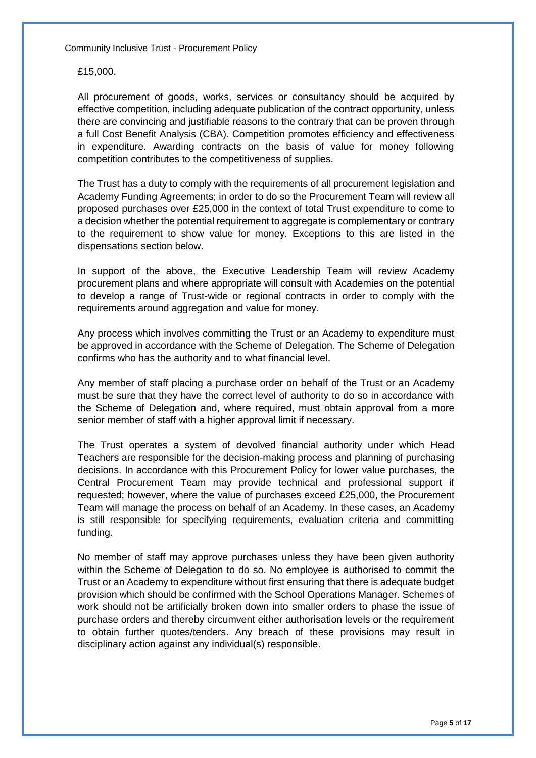£15,000.

All procurement of goods, works, services or consultancy should be acquired by effective competition, including adequate publication of the contract opportunity, unless there are convincing and justifiable reasons to the contrary that can be proven through a full Cost Benefit Analysis (CBA). Competition promotes efficiency and effectiveness in expenditure. Awarding contracts on the basis of value for money following competition contributes to the competitiveness of supplies.

The Trust has a duty to comply with the requirements of all procurement legislation and Academy Funding Agreements; in order to do so the Procurement Team will review all proposed purchases over £25,000 in the context of total Trust expenditure to come to a decision whether the potential requirement to aggregate is complementary or contrary to the requirement to show value for money. Exceptions to this are listed in the dispensations section below.

In support of the above, the Executive Leadership Team will review Academy procurement plans and where appropriate will consult with Academies on the potential to develop a range of Trust-wide or regional contracts in order to comply with the requirements around aggregation and value for money.

Any process which involves committing the Trust or an Academy to expenditure must be approved in accordance with the Scheme of Delegation. The Scheme of Delegation confirms who has the authority and to what financial level.

Any member of staff placing a purchase order on behalf of the Trust or an Academy must be sure that they have the correct level of authority to do so in accordance with the Scheme of Delegation and, where required, must obtain approval from a more senior member of staff with a higher approval limit if necessary.

The Trust operates a system of devolved financial authority under which Head Teachers are responsible for the decision-making process and planning of purchasing decisions. In accordance with this Procurement Policy for lower value purchases, the Central Procurement Team may provide technical and professional support if requested; however, where the value of purchases exceed £25,000, the Procurement Team will manage the process on behalf of an Academy. In these cases, an Academy is still responsible for specifying requirements, evaluation criteria and committing funding.

No member of staff may approve purchases unless they have been given authority within the Scheme of Delegation to do so. No employee is authorised to commit the Trust or an Academy to expenditure without first ensuring that there is adequate budget provision which should be confirmed with the School Operations Manager. Schemes of work should not be artificially broken down into smaller orders to phase the issue of purchase orders and thereby circumvent either authorisation levels or the requirement to obtain further quotes/tenders. Any breach of these provisions may result in disciplinary action against any individual(s) responsible.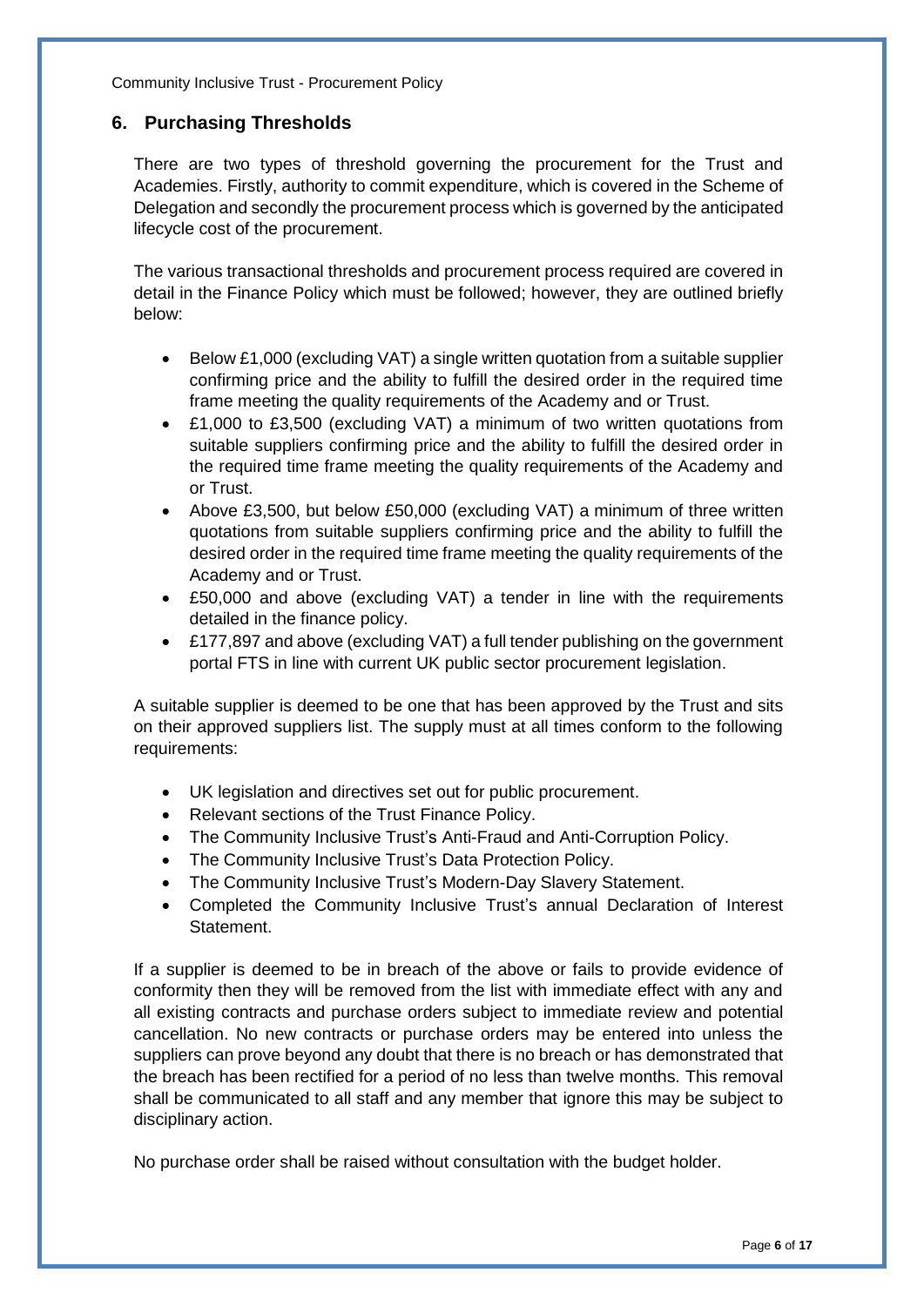## 6. Purchasing Thresholds

There are two types of threshold governing the procurement for the Trust and Academies. Firstly, authority to commit expenditure, which is covered in the Scheme of Delegation and secondly the procurement process which is governed by the anticipated lifecycle cost of the procurement.

The various transactional thresholds and procurement process required are covered in detail in the Finance Policy which must be followed; however, they are outlined briefly below:

- Below £1,000 (excluding VAT) a single written quotation from a suitable supplier confirming price and the ability to fulfill the desired order in the required time frame meeting the quality requirements of the Academy and or Trust.
- £1,000 to £3,500 (excluding VAT) a minimum of two written quotations from suitable suppliers confirming price and the ability to fulfill the desired order in the required time frame meeting the quality requirements of the Academy and or Trust.
- Above £3,500, but below £50,000 (excluding VAT) a minimum of three written quotations from suitable suppliers confirming price and the ability to fulfill the desired order in the required time frame meeting the quality requirements of the Academy and or Trust.
- £50,000 and above (excluding VAT) a tender in line with the requirements detailed in the finance policy.
- £177,897 and above (excluding VAT) a full tender publishing on the government portal FTS in line with current UK public sector procurement legislation.

A suitable supplier is deemed to be one that has been approved by the Trust and sits on their approved suppliers list. The supply must at all times conform to the following requirements:

- UK legislation and directives set out for public procurement.
- Relevant sections of the Trust Finance Policy.
- The Community Inclusive Trust's Anti-Fraud and Anti-Corruption Policy.
- The Community Inclusive Trust's Data Protection Policy.
- The Community Inclusive Trust's Modern-Day Slavery Statement.
- Completed the Community Inclusive Trust's annual Declaration of Interest Statement.

If a supplier is deemed to be in breach of the above or fails to provide evidence of conformity then they will be removed from the list with immediate effect with any and all existing contracts and purchase orders subject to immediate review and potential cancellation. No new contracts or purchase orders may be entered into unless the suppliers can prove beyond any doubt that there is no breach or has demonstrated that the breach has been rectified for a period of no less than twelve months. This removal shall be communicated to all staff and any member that ignore this may be subject to disciplinary action.

No purchase order shall be raised without consultation with the budget holder.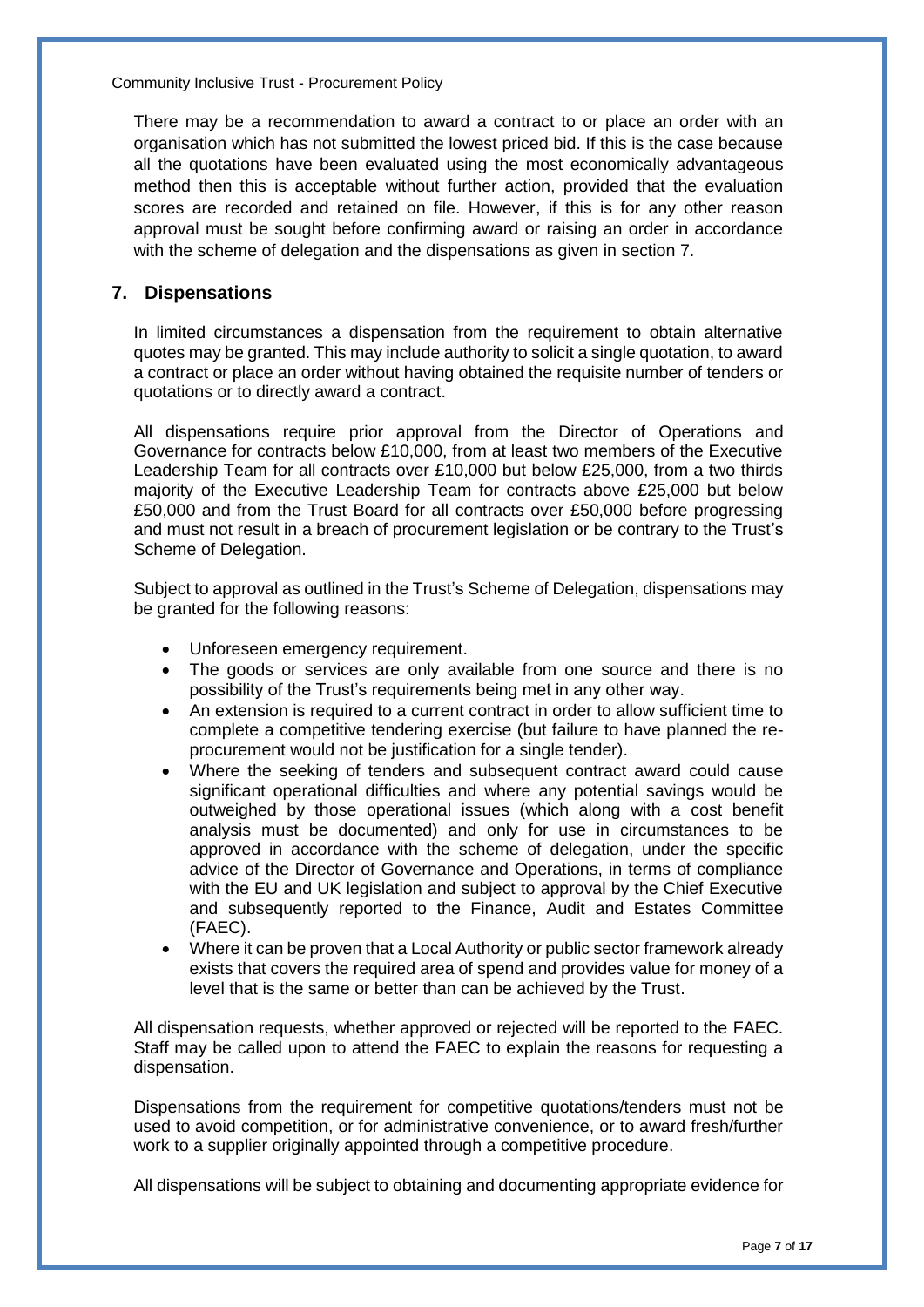There may be a recommendation to award a contract to or place an order with an organisation which has not submitted the lowest priced bid. If this is the case because all the quotations have been evaluated using the most economically advantageous method then this is acceptable without further action, provided that the evaluation scores are recorded and retained on file. However, if this is for any other reason approval must be sought before confirming award or raising an order in accordance with the scheme of delegation and the dispensations as given in section 7.

## 7. Dispensations

In limited circumstances a dispensation from the requirement to obtain alternative quotes may be granted. This may include authority to solicit a single quotation, to award a contract or place an order without having obtained the requisite number of tenders or quotations or to directly award a contract.

All dispensations require prior approval from the Director of Operations and Governance for contracts below £10,000, from at least two members of the Executive Leadership Team for all contracts over £10,000 but below £25,000, from a two thirds majority of the Executive Leadership Team for contracts above £25,000 but below £50,000 and from the Trust Board for all contracts over £50,000 before progressing and must not result in a breach of procurement legislation or be contrary to the Trust's Scheme of Delegation.

Subject to approval as outlined in the Trust's Scheme of Delegation, dispensations may be granted for the following reasons:

- Unforeseen emergency requirement.
- The goods or services are only available from one source and there is no possibility of the Trust's requirements being met in any other way.
- An extension is required to a current contract in order to allow sufficient time to complete a competitive tendering exercise (but failure to have planned the re-procurement would not be justification for a single tender).
- Where the seeking of tenders and subsequent contract award could cause significant operational difficulties and where any potential savings would be outweighed by those operational issues (which along with a cost benefit analysis must be documented) and only for use in circumstances to be approved in accordance with the scheme of delegation, under the specific advice of the Director of Governance and Operations, in terms of compliance with the EU and UK legislation and subject to approval by the Chief Executive and subsequently reported to the Finance, Audit and Estates Committee (FAEC).
- Where it can be proven that a Local Authority or public sector framework already exists that covers the required area of spend and provides value for money of a level that is the same or better than can be achieved by the Trust.

All dispensation requests, whether approved or rejected will be reported to the FAEC. Staff may be called upon to attend the FAEC to explain the reasons for requesting a dispensation.

Dispensations from the requirement for competitive quotations/tenders must not be used to avoid competition, or for administrative convenience, or to award fresh/further work to a supplier originally appointed through a competitive procedure.

All dispensations will be subject to obtaining and documenting appropriate evidence for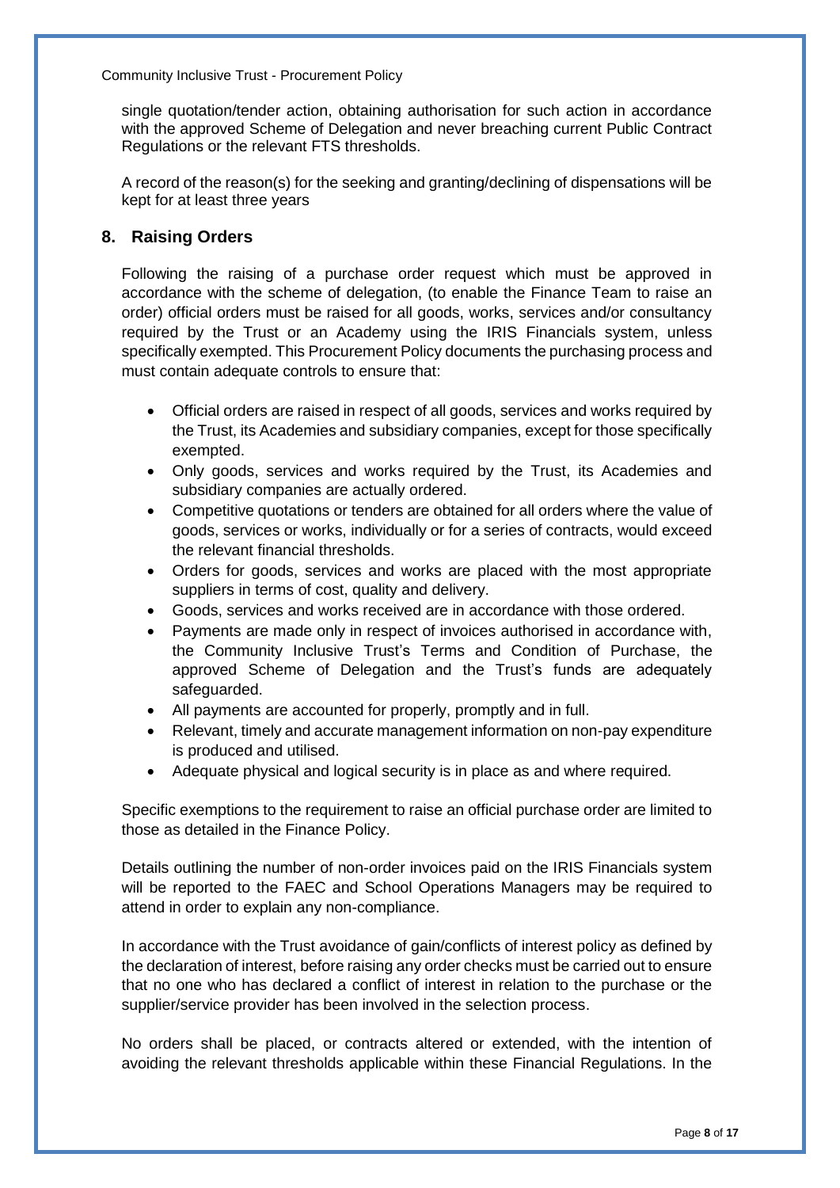single quotation/tender action, obtaining authorisation for such action in accordance with the approved Scheme of Delegation and never breaching current Public Contract Regulations or the relevant FTS thresholds.

A record of the reason(s) for the seeking and granting/declining of dispensations will be kept for at least three years

## 8. Raising Orders

Following the raising of a purchase order request which must be approved in accordance with the scheme of delegation, (to enable the Finance Team to raise an order) official orders must be raised for all goods, works, services and/or consultancy required by the Trust or an Academy using the IRIS Financials system, unless specifically exempted. This Procurement Policy documents the purchasing process and must contain adequate controls to ensure that:

- Official orders are raised in respect of all goods, services and works required by the Trust, its Academies and subsidiary companies, except for those specifically exempted.
- Only goods, services and works required by the Trust, its Academies and subsidiary companies are actually ordered.
- Competitive quotations or tenders are obtained for all orders where the value of goods, services or works, individually or for a series of contracts, would exceed the relevant financial thresholds.
- Orders for goods, services and works are placed with the most appropriate suppliers in terms of cost, quality and delivery.
- Goods, services and works received are in accordance with those ordered.
- Payments are made only in respect of invoices authorised in accordance with, the Community Inclusive Trust's Terms and Condition of Purchase, the approved Scheme of Delegation and the Trust's funds are adequately safeguarded.
- All payments are accounted for properly, promptly and in full.
- Relevant, timely and accurate management information on non-pay expenditure is produced and utilised.
- Adequate physical and logical security is in place as and where required.

Specific exemptions to the requirement to raise an official purchase order are limited to those as detailed in the Finance Policy.

Details outlining the number of non-order invoices paid on the IRIS Financials system will be reported to the FAEC and School Operations Managers may be required to attend in order to explain any non-compliance.

In accordance with the Trust avoidance of gain/conflicts of interest policy as defined by the declaration of interest, before raising any order checks must be carried out to ensure that no one who has declared a conflict of interest in relation to the purchase or the supplier/service provider has been involved in the selection process.

No orders shall be placed, or contracts altered or extended, with the intention of avoiding the relevant thresholds applicable within these Financial Regulations. In the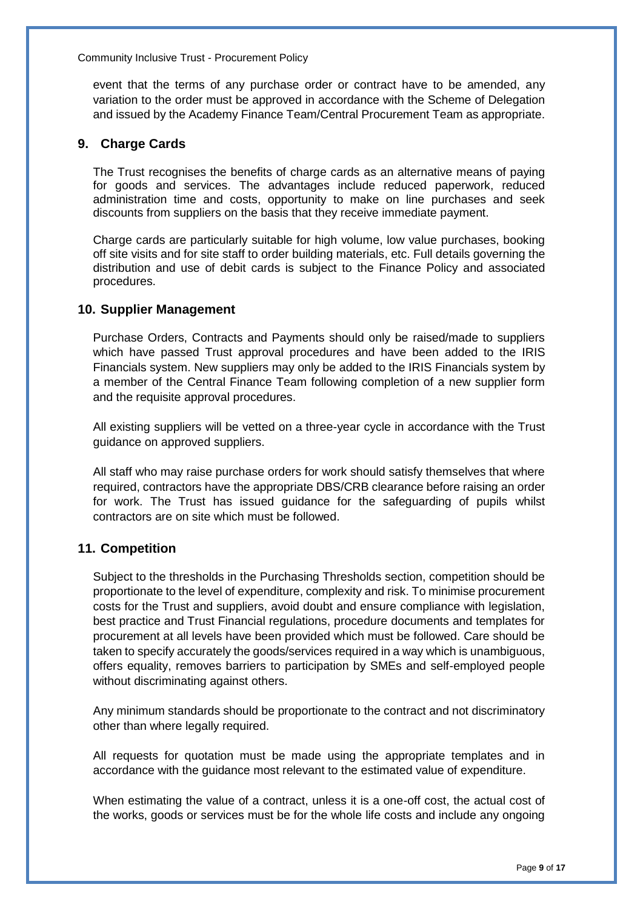event that the terms of any purchase order or contract have to be amended, any variation to the order must be approved in accordance with the Scheme of Delegation and issued by the Academy Finance Team/Central Procurement Team as appropriate.

## 9. Charge Cards

The Trust recognises the benefits of charge cards as an alternative means of paying for goods and services. The advantages include reduced paperwork, reduced administration time and costs, opportunity to make on line purchases and seek discounts from suppliers on the basis that they receive immediate payment.

Charge cards are particularly suitable for high volume, low value purchases, booking off site visits and for site staff to order building materials, etc. Full details governing the distribution and use of debit cards is subject to the Finance Policy and associated procedures.

## 10. Supplier Management

Purchase Orders, Contracts and Payments should only be raised/made to suppliers which have passed Trust approval procedures and have been added to the IRIS Financials system. New suppliers may only be added to the IRIS Financials system by a member of the Central Finance Team following completion of a new supplier form and the requisite approval procedures.

All existing suppliers will be vetted on a three-year cycle in accordance with the Trust guidance on approved suppliers.

All staff who may raise purchase orders for work should satisfy themselves that where required, contractors have the appropriate DBS/CRB clearance before raising an order for work. The Trust has issued guidance for the safeguarding of pupils whilst contractors are on site which must be followed.

## 11. Competition

Subject to the thresholds in the Purchasing Thresholds section, competition should be proportionate to the level of expenditure, complexity and risk. To minimise procurement costs for the Trust and suppliers, avoid doubt and ensure compliance with legislation, best practice and Trust Financial regulations, procedure documents and templates for procurement at all levels have been provided which must be followed. Care should be taken to specify accurately the goods/services required in a way which is unambiguous, offers equality, removes barriers to participation by SMEs and self-employed people without discriminating against others.

Any minimum standards should be proportionate to the contract and not discriminatory other than where legally required.

All requests for quotation must be made using the appropriate templates and in accordance with the guidance most relevant to the estimated value of expenditure.

When estimating the value of a contract, unless it is a one-off cost, the actual cost of the works, goods or services must be for the whole life costs and include any ongoing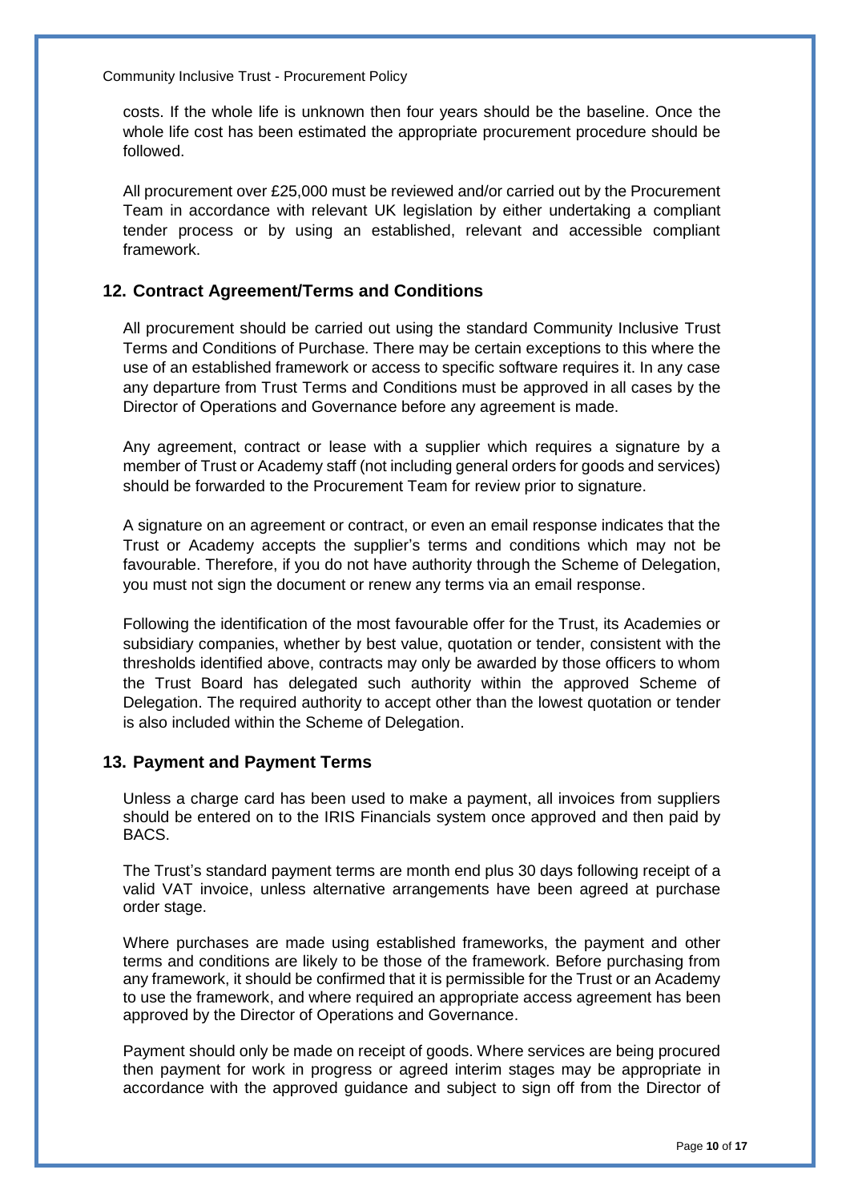costs. If the whole life is unknown then four years should be the baseline. Once the whole life cost has been estimated the appropriate procurement procedure should be followed.

All procurement over £25,000 must be reviewed and/or carried out by the Procurement Team in accordance with relevant UK legislation by either undertaking a compliant tender process or by using an established, relevant and accessible compliant framework.

## 12. Contract Agreement/Terms and Conditions

All procurement should be carried out using the standard Community Inclusive Trust Terms and Conditions of Purchase. There may be certain exceptions to this where the use of an established framework or access to specific software requires it. In any case any departure from Trust Terms and Conditions must be approved in all cases by the Director of Operations and Governance before any agreement is made.

Any agreement, contract or lease with a supplier which requires a signature by a member of Trust or Academy staff (not including general orders for goods and services) should be forwarded to the Procurement Team for review prior to signature.

A signature on an agreement or contract, or even an email response indicates that the Trust or Academy accepts the supplier's terms and conditions which may not be favourable. Therefore, if you do not have authority through the Scheme of Delegation, you must not sign the document or renew any terms via an email response.

Following the identification of the most favourable offer for the Trust, its Academies or subsidiary companies, whether by best value, quotation or tender, consistent with the thresholds identified above, contracts may only be awarded by those officers to whom the Trust Board has delegated such authority within the approved Scheme of Delegation. The required authority to accept other than the lowest quotation or tender is also included within the Scheme of Delegation.

## 13. Payment and Payment Terms

Unless a charge card has been used to make a payment, all invoices from suppliers should be entered on to the IRIS Financials system once approved and then paid by BACS.

The Trust's standard payment terms are month end plus 30 days following receipt of a valid VAT invoice, unless alternative arrangements have been agreed at purchase order stage.

Where purchases are made using established frameworks, the payment and other terms and conditions are likely to be those of the framework. Before purchasing from any framework, it should be confirmed that it is permissible for the Trust or an Academy to use the framework, and where required an appropriate access agreement has been approved by the Director of Operations and Governance.

Payment should only be made on receipt of goods. Where services are being procured then payment for work in progress or agreed interim stages may be appropriate in accordance with the approved guidance and subject to sign off from the Director of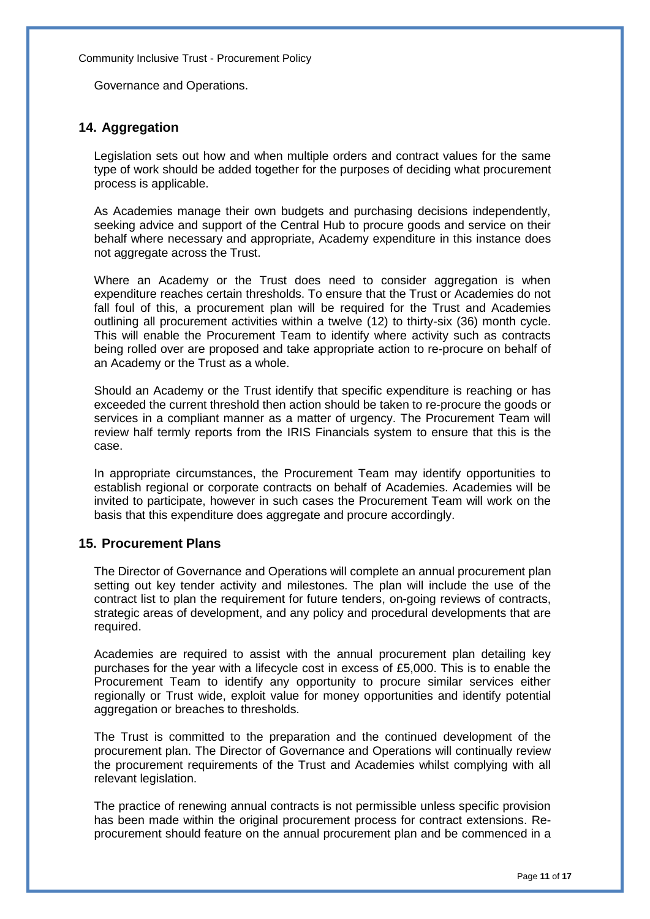Governance and Operations.

## 14. Aggregation

Legislation sets out how and when multiple orders and contract values for the same type of work should be added together for the purposes of deciding what procurement process is applicable.

As Academies manage their own budgets and purchasing decisions independently, seeking advice and support of the Central Hub to procure goods and service on their behalf where necessary and appropriate, Academy expenditure in this instance does not aggregate across the Trust.

Where an Academy or the Trust does need to consider aggregation is when expenditure reaches certain thresholds. To ensure that the Trust or Academies do not fall foul of this, a procurement plan will be required for the Trust and Academies outlining all procurement activities within a twelve (12) to thirty-six (36) month cycle. This will enable the Procurement Team to identify where activity such as contracts being rolled over are proposed and take appropriate action to re-procure on behalf of an Academy or the Trust as a whole.

Should an Academy or the Trust identify that specific expenditure is reaching or has exceeded the current threshold then action should be taken to re-procure the goods or services in a compliant manner as a matter of urgency. The Procurement Team will review half termly reports from the IRIS Financials system to ensure that this is the case.

In appropriate circumstances, the Procurement Team may identify opportunities to establish regional or corporate contracts on behalf of Academies. Academies will be invited to participate, however in such cases the Procurement Team will work on the basis that this expenditure does aggregate and procure accordingly.

## 15. Procurement Plans

The Director of Governance and Operations will complete an annual procurement plan setting out key tender activity and milestones. The plan will include the use of the contract list to plan the requirement for future tenders, on-going reviews of contracts, strategic areas of development, and any policy and procedural developments that are required.

Academies are required to assist with the annual procurement plan detailing key purchases for the year with a lifecycle cost in excess of £5,000. This is to enable the Procurement Team to identify any opportunity to procure similar services either regionally or Trust wide, exploit value for money opportunities and identify potential aggregation or breaches to thresholds.

The Trust is committed to the preparation and the continued development of the procurement plan. The Director of Governance and Operations will continually review the procurement requirements of the Trust and Academies whilst complying with all relevant legislation.

The practice of renewing annual contracts is not permissible unless specific provision has been made within the original procurement process for contract extensions. Re-procurement should feature on the annual procurement plan and be commenced in a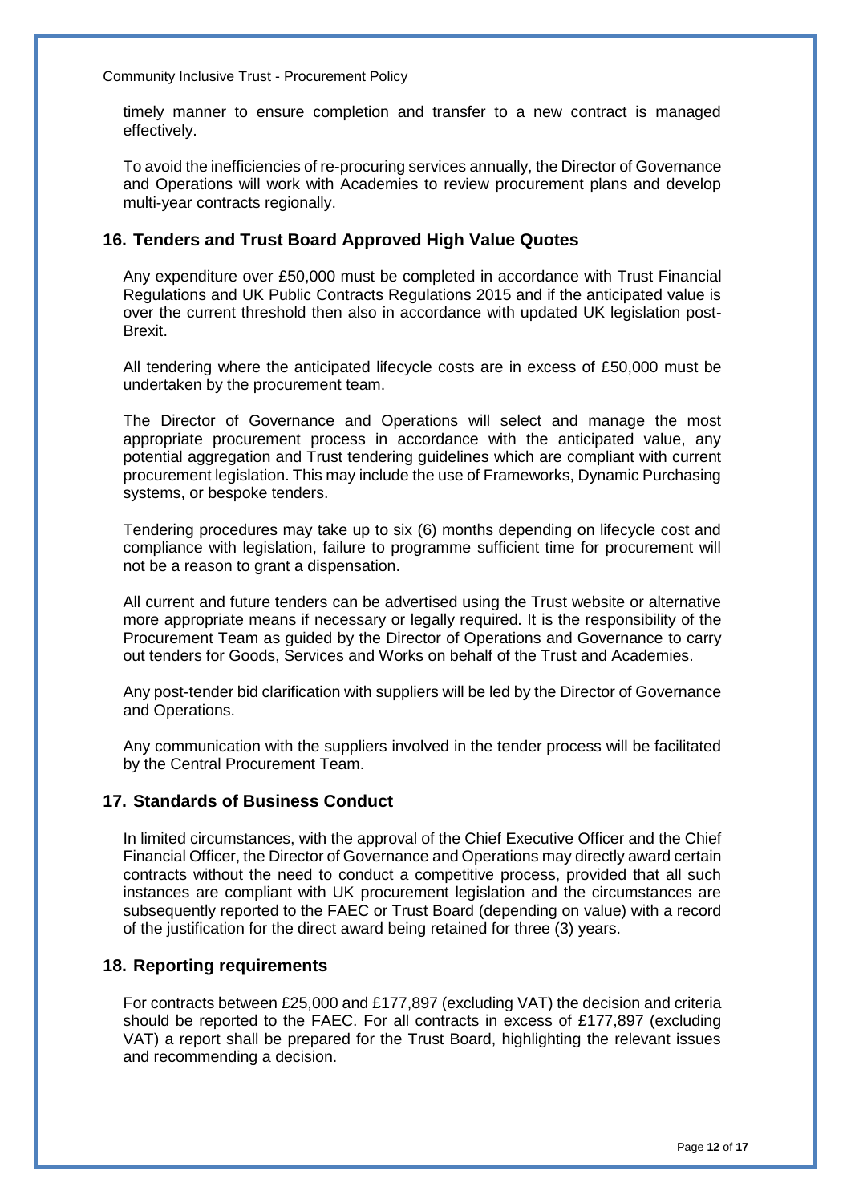timely manner to ensure completion and transfer to a new contract is managed effectively.

To avoid the inefficiencies of re-procuring services annually, the Director of Governance and Operations will work with Academies to review procurement plans and develop multi-year contracts regionally.

## 16. Tenders and Trust Board Approved High Value Quotes

Any expenditure over £50,000 must be completed in accordance with Trust Financial Regulations and UK Public Contracts Regulations 2015 and if the anticipated value is over the current threshold then also in accordance with updated UK legislation post-Brexit.

All tendering where the anticipated lifecycle costs are in excess of £50,000 must be undertaken by the procurement team.

The Director of Governance and Operations will select and manage the most appropriate procurement process in accordance with the anticipated value, any potential aggregation and Trust tendering guidelines which are compliant with current procurement legislation. This may include the use of Frameworks, Dynamic Purchasing systems, or bespoke tenders.

Tendering procedures may take up to six (6) months depending on lifecycle cost and compliance with legislation, failure to programme sufficient time for procurement will not be a reason to grant a dispensation.

All current and future tenders can be advertised using the Trust website or alternative more appropriate means if necessary or legally required. It is the responsibility of the Procurement Team as guided by the Director of Operations and Governance to carry out tenders for Goods, Services and Works on behalf of the Trust and Academies.

Any post-tender bid clarification with suppliers will be led by the Director of Governance and Operations.

Any communication with the suppliers involved in the tender process will be facilitated by the Central Procurement Team.

## 17. Standards of Business Conduct

In limited circumstances, with the approval of the Chief Executive Officer and the Chief Financial Officer, the Director of Governance and Operations may directly award certain contracts without the need to conduct a competitive process, provided that all such instances are compliant with UK procurement legislation and the circumstances are subsequently reported to the FAEC or Trust Board (depending on value) with a record of the justification for the direct award being retained for three (3) years.

## 18. Reporting requirements

For contracts between £25,000 and £177,897 (excluding VAT) the decision and criteria should be reported to the FAEC. For all contracts in excess of £177,897 (excluding VAT) a report shall be prepared for the Trust Board, highlighting the relevant issues and recommending a decision.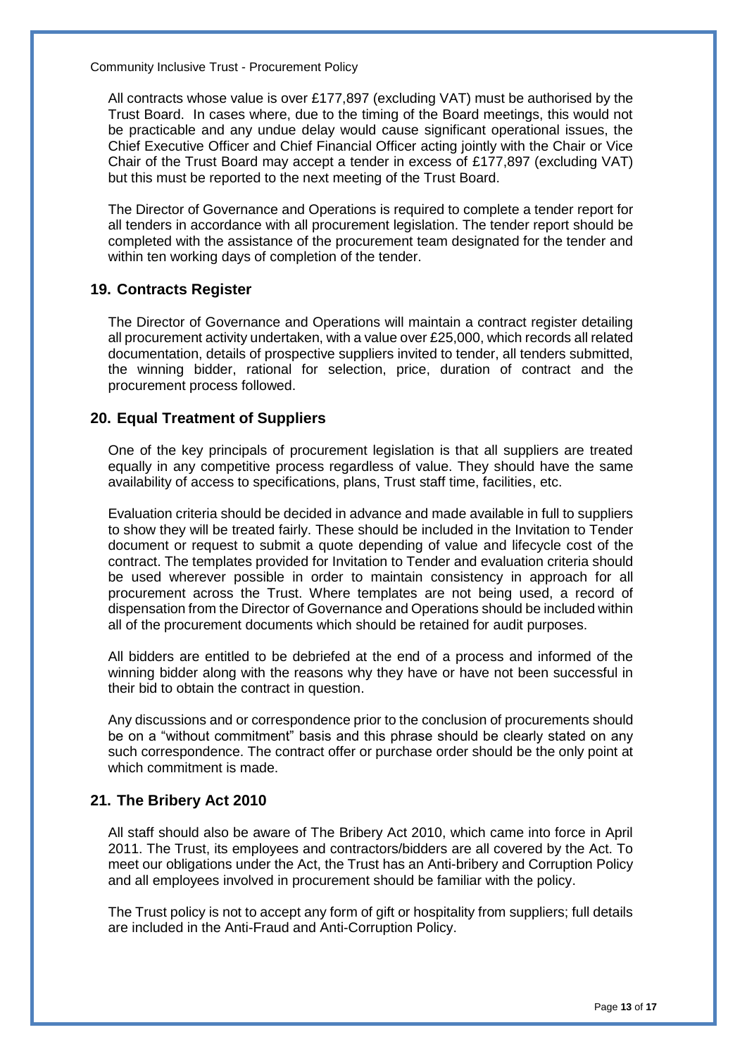All contracts whose value is over £177,897 (excluding VAT) must be authorised by the Trust Board. In cases where, due to the timing of the Board meetings, this would not be practicable and any undue delay would cause significant operational issues, the Chief Executive Officer and Chief Financial Officer acting jointly with the Chair or Vice Chair of the Trust Board may accept a tender in excess of £177,897 (excluding VAT) but this must be reported to the next meeting of the Trust Board.

The Director of Governance and Operations is required to complete a tender report for all tenders in accordance with all procurement legislation. The tender report should be completed with the assistance of the procurement team designated for the tender and within ten working days of completion of the tender.

## 19. Contracts Register

The Director of Governance and Operations will maintain a contract register detailing all procurement activity undertaken, with a value over £25,000, which records all related documentation, details of prospective suppliers invited to tender, all tenders submitted, the winning bidder, rational for selection, price, duration of contract and the procurement process followed.

## 20. Equal Treatment of Suppliers

One of the key principals of procurement legislation is that all suppliers are treated equally in any competitive process regardless of value. They should have the same availability of access to specifications, plans, Trust staff time, facilities, etc.

Evaluation criteria should be decided in advance and made available in full to suppliers to show they will be treated fairly. These should be included in the Invitation to Tender document or request to submit a quote depending of value and lifecycle cost of the contract. The templates provided for Invitation to Tender and evaluation criteria should be used wherever possible in order to maintain consistency in approach for all procurement across the Trust. Where templates are not being used, a record of dispensation from the Director of Governance and Operations should be included within all of the procurement documents which should be retained for audit purposes.

All bidders are entitled to be debriefed at the end of a process and informed of the winning bidder along with the reasons why they have or have not been successful in their bid to obtain the contract in question.

Any discussions and or correspondence prior to the conclusion of procurements should be on a "without commitment" basis and this phrase should be clearly stated on any such correspondence. The contract offer or purchase order should be the only point at which commitment is made.

## 21. The Bribery Act 2010

All staff should also be aware of The Bribery Act 2010, which came into force in April 2011. The Trust, its employees and contractors/bidders are all covered by the Act. To meet our obligations under the Act, the Trust has an Anti-bribery and Corruption Policy and all employees involved in procurement should be familiar with the policy.

The Trust policy is not to accept any form of gift or hospitality from suppliers; full details are included in the Anti-Fraud and Anti-Corruption Policy.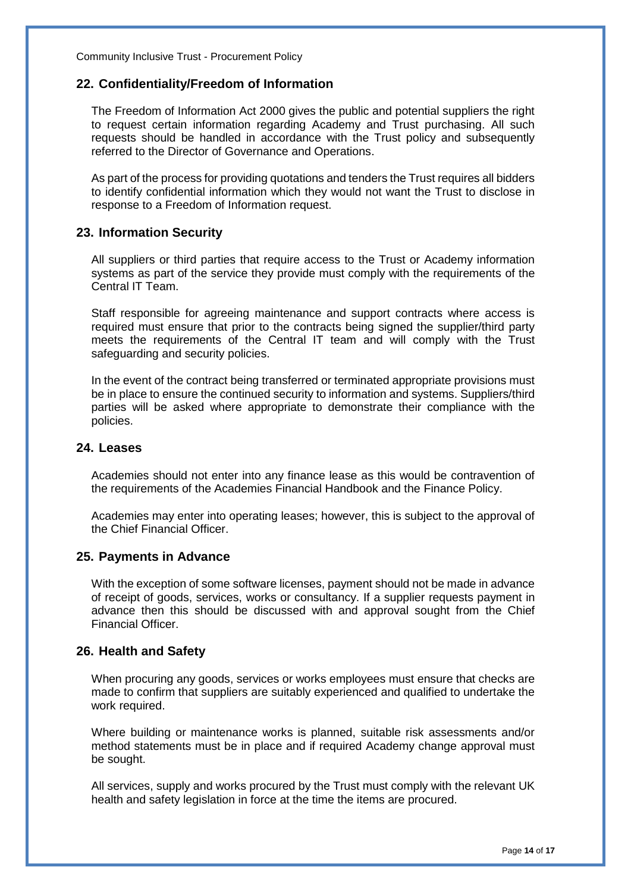## 22. Confidentiality/Freedom of Information

The Freedom of Information Act 2000 gives the public and potential suppliers the right to request certain information regarding Academy and Trust purchasing. All such requests should be handled in accordance with the Trust policy and subsequently referred to the Director of Governance and Operations.

As part of the process for providing quotations and tenders the Trust requires all bidders to identify confidential information which they would not want the Trust to disclose in response to a Freedom of Information request.

## 23. Information Security

All suppliers or third parties that require access to the Trust or Academy information systems as part of the service they provide must comply with the requirements of the Central IT Team.

Staff responsible for agreeing maintenance and support contracts where access is required must ensure that prior to the contracts being signed the supplier/third party meets the requirements of the Central IT team and will comply with the Trust safeguarding and security policies.

In the event of the contract being transferred or terminated appropriate provisions must be in place to ensure the continued security to information and systems. Suppliers/third parties will be asked where appropriate to demonstrate their compliance with the policies.

## 24. Leases

Academies should not enter into any finance lease as this would be contravention of the requirements of the Academies Financial Handbook and the Finance Policy.

Academies may enter into operating leases; however, this is subject to the approval of the Chief Financial Officer.

## 25. Payments in Advance

With the exception of some software licenses, payment should not be made in advance of receipt of goods, services, works or consultancy. If a supplier requests payment in advance then this should be discussed with and approval sought from the Chief Financial Officer.

## 26. Health and Safety

When procuring any goods, services or works employees must ensure that checks are made to confirm that suppliers are suitably experienced and qualified to undertake the work required.

Where building or maintenance works is planned, suitable risk assessments and/or method statements must be in place and if required Academy change approval must be sought.

All services, supply and works procured by the Trust must comply with the relevant UK health and safety legislation in force at the time the items are procured.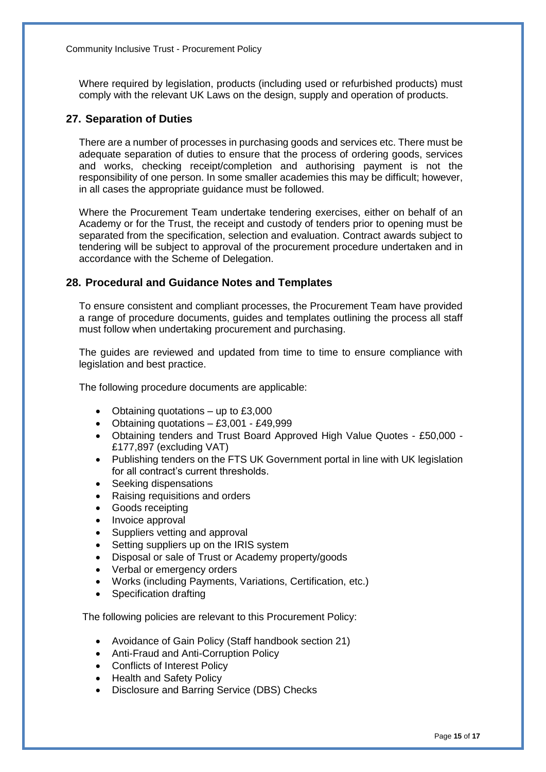Where required by legislation, products (including used or refurbished products) must comply with the relevant UK Laws on the design, supply and operation of products.

## 27. Separation of Duties

There are a number of processes in purchasing goods and services etc. There must be adequate separation of duties to ensure that the process of ordering goods, services and works, checking receipt/completion and authorising payment is not the responsibility of one person. In some smaller academies this may be difficult; however, in all cases the appropriate guidance must be followed.

Where the Procurement Team undertake tendering exercises, either on behalf of an Academy or for the Trust, the receipt and custody of tenders prior to opening must be separated from the specification, selection and evaluation. Contract awards subject to tendering will be subject to approval of the procurement procedure undertaken and in accordance with the Scheme of Delegation.

## 28. Procedural and Guidance Notes and Templates

To ensure consistent and compliant processes, the Procurement Team have provided a range of procedure documents, guides and templates outlining the process all staff must follow when undertaking procurement and purchasing.

The guides are reviewed and updated from time to time to ensure compliance with legislation and best practice.

The following procedure documents are applicable:

- Obtaining quotations – up to £3,000
- Obtaining quotations – £3,001 - £49,999
- Obtaining tenders and Trust Board Approved High Value Quotes - £50,000 - £177,897 (excluding VAT)
- Publishing tenders on the FTS UK Government portal in line with UK legislation for all contract's current thresholds.
- Seeking dispensations
- Raising requisitions and orders
- Goods receipting
- Invoice approval
- Suppliers vetting and approval
- Setting suppliers up on the IRIS system
- Disposal or sale of Trust or Academy property/goods
- Verbal or emergency orders
- Works (including Payments, Variations, Certification, etc.)
- Specification drafting

The following policies are relevant to this Procurement Policy:

- Avoidance of Gain Policy (Staff handbook section 21)
- Anti-Fraud and Anti-Corruption Policy
- Conflicts of Interest Policy
- Health and Safety Policy
- Disclosure and Barring Service (DBS) Checks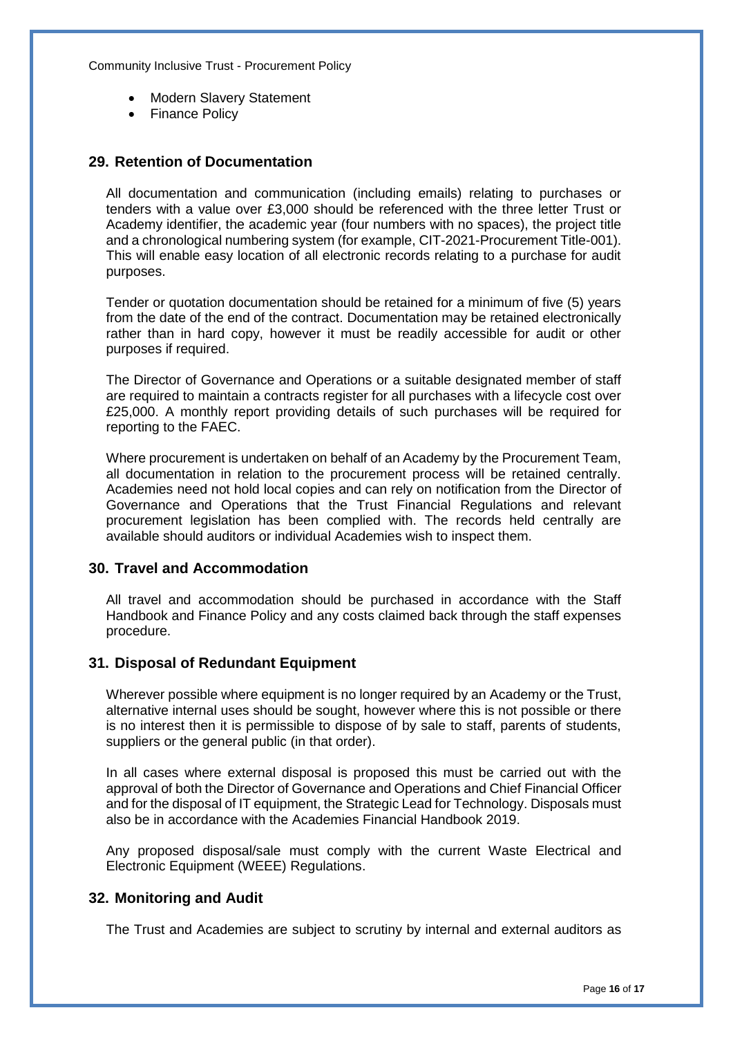- Modern Slavery Statement
- Finance Policy

## 29. Retention of Documentation

All documentation and communication (including emails) relating to purchases or tenders with a value over £3,000 should be referenced with the three letter Trust or Academy identifier, the academic year (four numbers with no spaces), the project title and a chronological numbering system (for example, CIT-2021-Procurement Title-001). This will enable easy location of all electronic records relating to a purchase for audit purposes.

Tender or quotation documentation should be retained for a minimum of five (5) years from the date of the end of the contract. Documentation may be retained electronically rather than in hard copy, however it must be readily accessible for audit or other purposes if required.

The Director of Governance and Operations or a suitable designated member of staff are required to maintain a contracts register for all purchases with a lifecycle cost over £25,000. A monthly report providing details of such purchases will be required for reporting to the FAEC.

Where procurement is undertaken on behalf of an Academy by the Procurement Team, all documentation in relation to the procurement process will be retained centrally. Academies need not hold local copies and can rely on notification from the Director of Governance and Operations that the Trust Financial Regulations and relevant procurement legislation has been complied with. The records held centrally are available should auditors or individual Academies wish to inspect them.

## 30. Travel and Accommodation

All travel and accommodation should be purchased in accordance with the Staff Handbook and Finance Policy and any costs claimed back through the staff expenses procedure.

## 31. Disposal of Redundant Equipment

Wherever possible where equipment is no longer required by an Academy or the Trust, alternative internal uses should be sought, however where this is not possible or there is no interest then it is permissible to dispose of by sale to staff, parents of students, suppliers or the general public (in that order).

In all cases where external disposal is proposed this must be carried out with the approval of both the Director of Governance and Operations and Chief Financial Officer and for the disposal of IT equipment, the Strategic Lead for Technology. Disposals must also be in accordance with the Academies Financial Handbook 2019.

Any proposed disposal/sale must comply with the current Waste Electrical and Electronic Equipment (WEEE) Regulations.

## 32. Monitoring and Audit

The Trust and Academies are subject to scrutiny by internal and external auditors as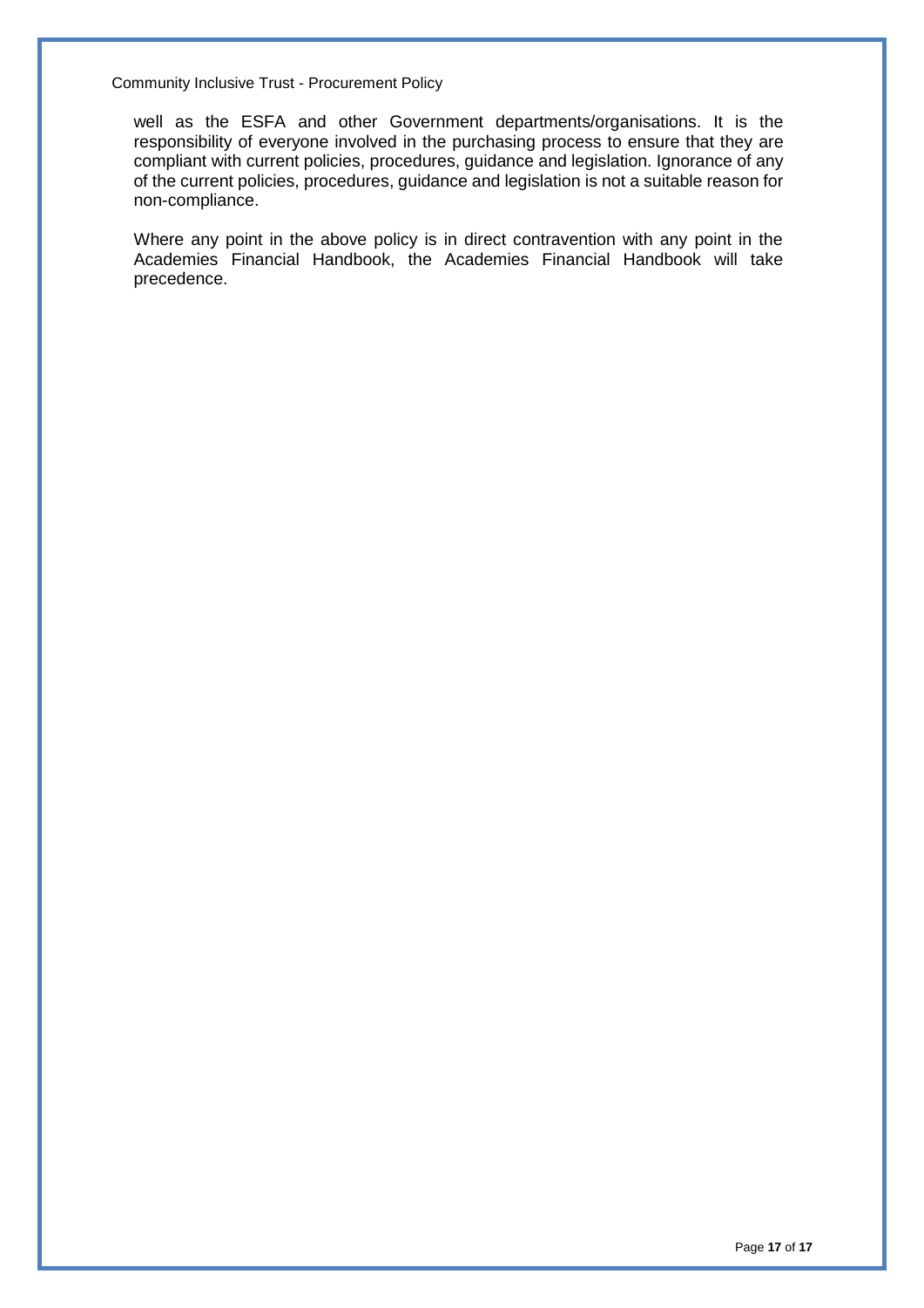well as the ESFA and other Government departments/organisations. It is the responsibility of everyone involved in the purchasing process to ensure that they are compliant with current policies, procedures, guidance and legislation. Ignorance of any of the current policies, procedures, guidance and legislation is not a suitable reason for non-compliance.

Where any point in the above policy is in direct contravention with any point in the Academies Financial Handbook, the Academies Financial Handbook will take precedence.